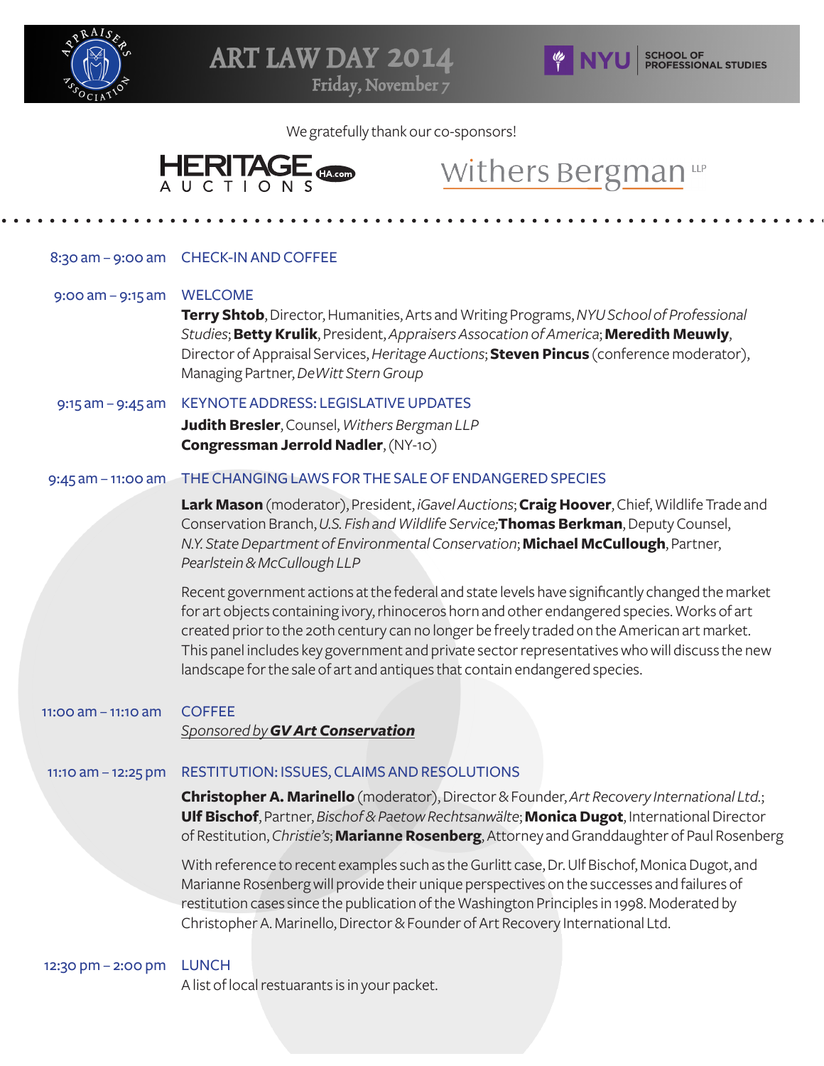# ART LAW DAY 2014

Friday, November 7

NYU SCHOOL OF PROFESSIONAL STUDIES

We gratefully thank our co-sponsors!

HERITAGE AUCTIONS HA.com    Withers Bergman LLP

---

8:30 am – 9:00 am **CHECK-IN AND COFFEE**

9:00 am – 9:15 am **WELCOME**

**Terry Shtob**, Director, Humanities, Arts and Writing Programs, *NYU School of Professional Studies*; **Betty Krulik**, President, *Appraisers Association of America*; **Meredith Meuwly**, Director of Appraisal Services, *Heritage Auctions*; **Steven Pincus** (conference moderator), Managing Partner, *DeWitt Stern Group*

9:15 am – 9:45 am **KEYNOTE ADDRESS: LEGISLATIVE UPDATES**

**Judith Bresler**, Counsel, *Withers Bergman LLP*
**Congressman Jerrold Nadler**, (NY-10)

9:45 am – 11:00 am **THE CHANGING LAWS FOR THE SALE OF ENDANGERED SPECIES**

**Lark Mason** (moderator), President, *iGavel Auctions*; **Craig Hoover**, Chief, Wildlife Trade and Conservation Branch, *U.S. Fish and Wildlife Service;* **Thomas Berkman**, Deputy Counsel, *N.Y. State Department of Environmental Conservation*; **Michael McCullough**, Partner, *Pearlstein & McCullough LLP*

Recent government actions at the federal and state levels have significantly changed the market for art objects containing ivory, rhinoceros horn and other endangered species. Works of art created prior to the 20th century can no longer be freely traded on the American art market. This panel includes key government and private sector representatives who will discuss the new landscape for the sale of art and antiques that contain endangered species.

11:00 am – 11:10 am **COFFEE**

*Sponsored by* ***GV Art Conservation***

11:10 am – 12:25 pm **RESTITUTION: ISSUES, CLAIMS AND RESOLUTIONS**

**Christopher A. Marinello** (moderator), Director & Founder, *Art Recovery International Ltd.*; **Ulf Bischof**, Partner, *Bischof & Paetow Rechtsanwälte*; **Monica Dugot**, International Director of Restitution, *Christie's*; **Marianne Rosenberg**, Attorney and Granddaughter of Paul Rosenberg

With reference to recent examples such as the Gurlitt case, Dr. Ulf Bischof, Monica Dugot, and Marianne Rosenberg will provide their unique perspectives on the successes and failures of restitution cases since the publication of the Washington Principles in 1998. Moderated by Christopher A. Marinello, Director & Founder of Art Recovery International Ltd.

12:30 pm – 2:00 pm **LUNCH**

A list of local restuarants is in your packet.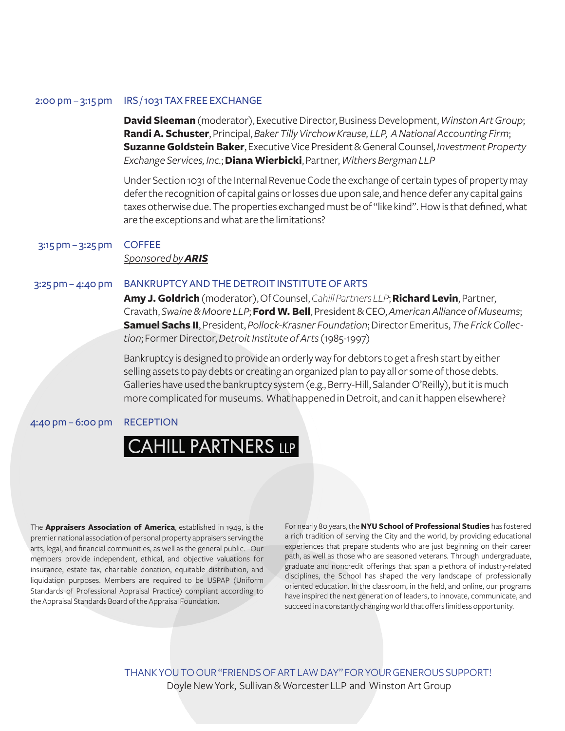2:00 pm – 3:15 pm **IRS / 1031 TAX FREE EXCHANGE**

**David Sleeman** (moderator), Executive Director, Business Development, *Winston Art Group*; **Randi A. Schuster**, Principal, *Baker Tilly Virchow Krause, LLP, A National Accounting Firm*; **Suzanne Goldstein Baker**, Executive Vice President & General Counsel, *Investment Property Exchange Services, Inc.*; **Diana Wierbicki**, Partner, *Withers Bergman LLP*

Under Section 1031 of the Internal Revenue Code the exchange of certain types of property may defer the recognition of capital gains or losses due upon sale, and hence defer any capital gains taxes otherwise due. The properties exchanged must be of "like kind". How is that defined, what are the exceptions and what are the limitations?

3:15 pm – 3:25 pm **COFFEE**

*Sponsored by* ***ARIS***

3:25 pm – 4:40 pm **BANKRUPTCY AND THE DETROIT INSTITUTE OF ARTS**

**Amy J. Goldrich** (moderator), Of Counsel, *Cahill Partners LLP*; **Richard Levin**, Partner, Cravath, *Swaine & Moore LLP*; **Ford W. Bell**, President & CEO, *American Alliance of Museums*; **Samuel Sachs II**, President, *Pollock-Krasner Foundation*; Director Emeritus, *The Frick Collection*; Former Director, *Detroit Institute of Arts* (1985-1997)

Bankruptcy is designed to provide an orderly way for debtors to get a fresh start by either selling assets to pay debts or creating an organized plan to pay all or some of those debts. Galleries have used the bankruptcy system (e.g., Berry-Hill, Salander O'Reilly), but it is much more complicated for museums. What happened in Detroit, and can it happen elsewhere?

4:40 pm – 6:00 pm **RECEPTION**

CAHILL PARTNERS LLP

The **Appraisers Association of America**, established in 1949, is the premier national association of personal property appraisers serving the arts, legal, and financial communities, as well as the general public. Our members provide independent, ethical, and objective valuations for insurance, estate tax, charitable donation, equitable distribution, and liquidation purposes. Members are required to be USPAP (Uniform Standards of Professional Appraisal Practice) compliant according to the Appraisal Standards Board of the Appraisal Foundation.

For nearly 80 years, the **NYU School of Professional Studies** has fostered a rich tradition of serving the City and the world, by providing educational experiences that prepare students who are just beginning on their career path, as well as those who are seasoned veterans. Through undergraduate, graduate and noncredit offerings that span a plethora of industry-related disciplines, the School has shaped the very landscape of professionally oriented education. In the classroom, in the field, and online, our programs have inspired the next generation of leaders, to innovate, communicate, and succeed in a constantly changing world that offers limitless opportunity.

THANK YOU TO OUR "FRIENDS OF ART LAW DAY" FOR YOUR GENEROUS SUPPORT!

Doyle New York, Sullivan & Worcester LLP and Winston Art Group